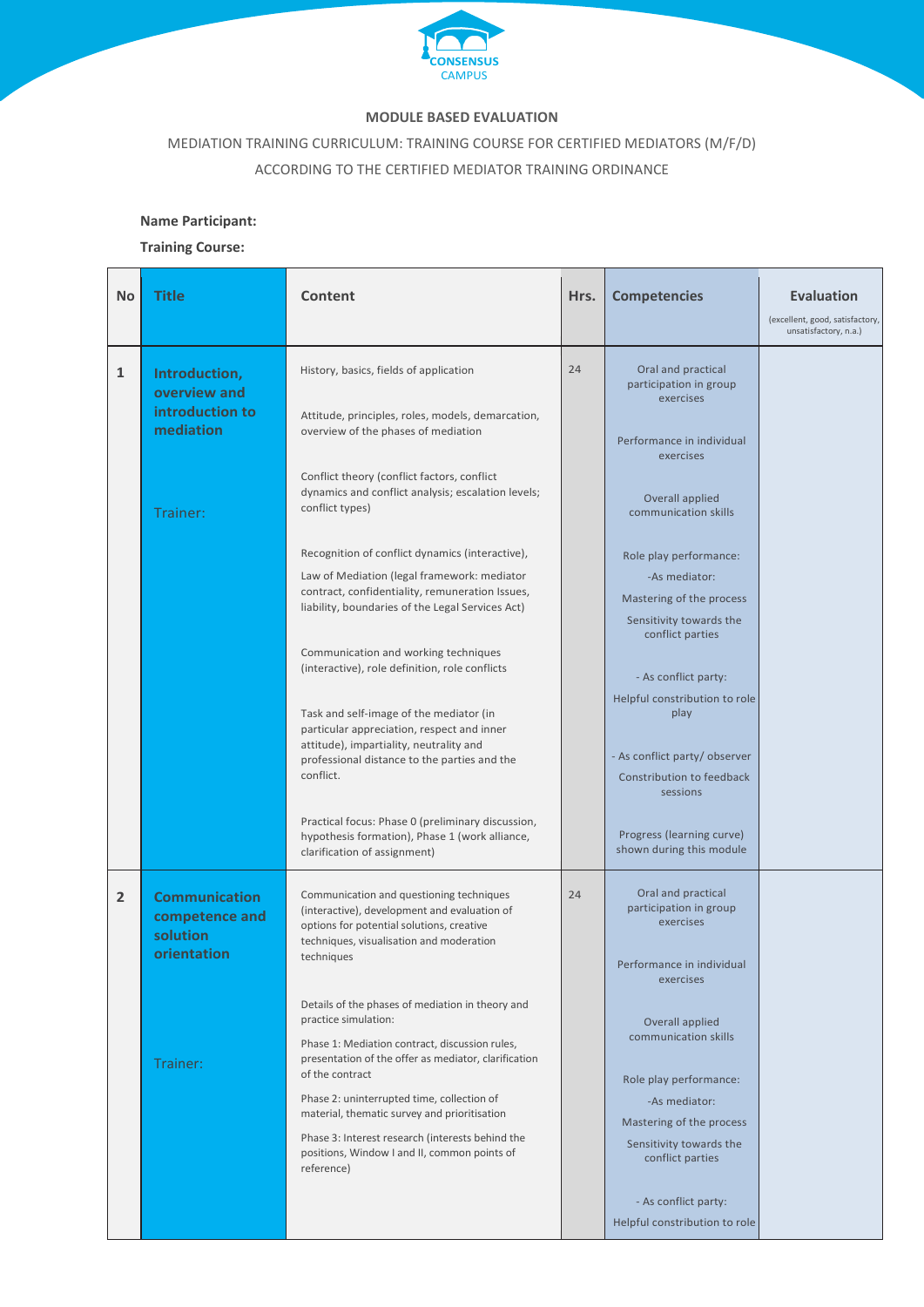CONSENSUS CAMPUS

**MODULE BASED EVALUATION**

MEDIATION TRAINING CURRICULUM: TRAINING COURSE FOR CERTIFIED MEDIATORS (M/F/D)

ACCORDING TO THE CERTIFIED MEDIATOR TRAINING ORDINANCE

**Name Participant:**

**Training Course:**

| No | Title | Content | Hrs. | Competencies | Evaluation (excellent, good, satisfactory, unsatisfactory, n.a.) |
|---|---|---|---|---|---|
| 1 | **Introduction, overview and introduction to mediation**<br><br>Trainer: | History, basics, fields of application<br><br>Attitude, principles, roles, models, demarcation, overview of the phases of mediation<br><br>Conflict theory (conflict factors, conflict dynamics and conflict analysis; escalation levels; conflict types)<br><br>Recognition of conflict dynamics (interactive),<br>Law of Mediation (legal framework: mediator contract, confidentiality, remuneration Issues, liability, boundaries of the Legal Services Act)<br><br>Communication and working techniques (interactive), role definition, role conflicts<br><br>Task and self-image of the mediator (in particular appreciation, respect and inner attitude), impartiality, neutrality and professional distance to the parties and the conflict.<br><br>Practical focus: Phase 0 (preliminary discussion, hypothesis formation), Phase 1 (work alliance, clarification of assignment) | 24 | Oral and practical participation in group exercises<br><br>Performance in individual exercises<br><br>Overall applied communication skills<br><br>Role play performance:<br>-As mediator:<br>Mastering of the process<br>Sensitivity towards the conflict parties<br><br>- As conflict party:<br>Helpful contribution to role play<br><br>- As conflict party/ observer<br>Constribution to feedback sessions<br><br>Progress (learning curve) shown during this module | |
| 2 | **Communication competence and solution orientation**<br><br>Trainer: | Communication and questioning techniques (interactive), development and evaluation of options for potential solutions, creative techniques, visualisation and moderation techniques<br><br>Details of the phases of mediation in theory and practice simulation:<br>Phase 1: Mediation contract, discussion rules, presentation of the offer as mediator, clarification of the contract<br>Phase 2: uninterrupted time, collection of material, thematic survey and prioritisation<br>Phase 3: Interest research (interests behind the positions, Window I and II, common points of reference) | 24 | Oral and practical participation in group exercises<br><br>Performance in individual exercises<br><br>Overall applied communication skills<br><br>Role play performance:<br>-As mediator:<br>Mastering of the process<br>Sensitivity towards the conflict parties<br><br>- As conflict party:<br>Helpful constribution to role | |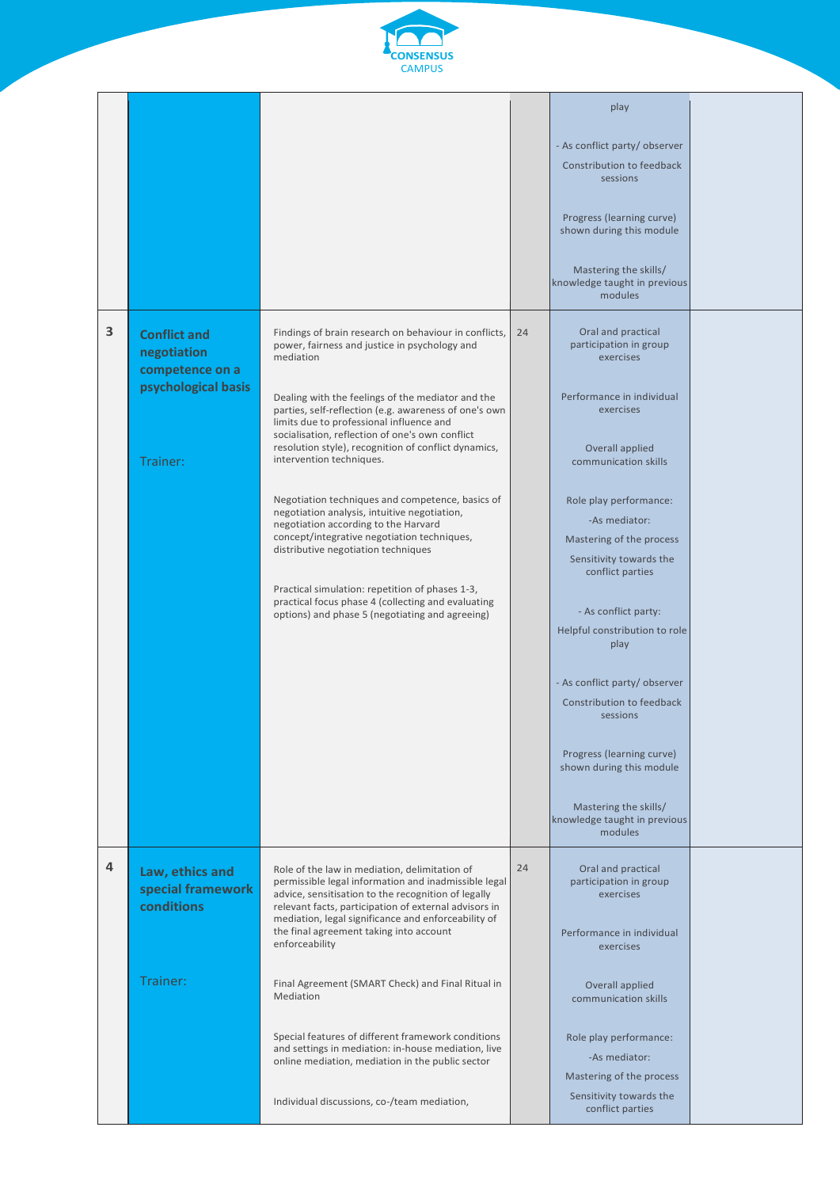| | | | | | |
|---|---|---|---|---|---|
| | | | | play<br><br>- As conflict party/ observer<br>Contribution to feedback sessions<br><br>Progress (learning curve) shown during this module<br><br>Mastering the skills/ knowledge taught in previous modules | |
| 3 | **Conflict and negotiation competence on a psychological basis**<br><br>Trainer: | Findings of brain research on behaviour in conflicts, power, fairness and justice in psychology and mediation<br><br>Dealing with the feelings of the mediator and the parties, self-reflection (e.g. awareness of one's own limits due to professional influence and socialisation, reflection of one's own conflict resolution style), recognition of conflict dynamics, intervention techniques.<br><br>Negotiation techniques and competence, basics of negotiation analysis, intuitive negotiation, negotiation according to the Harvard concept/integrative negotiation techniques, distributive negotiation techniques<br><br>Practical simulation: repetition of phases 1-3, practical focus phase 4 (collecting and evaluating options) and phase 5 (negotiating and agreeing) | 24 | Oral and practical participation in group exercises<br><br>Performance in individual exercises<br><br>Overall applied communication skills<br><br>Role play performance:<br>-As mediator:<br>Mastering of the process<br>Sensitivity towards the conflict parties<br><br>- As conflict party:<br>Helpful contribution to role play<br><br>- As conflict party/ observer<br>Contribution to feedback sessions<br><br>Progress (learning curve) shown during this module<br><br>Mastering the skills/ knowledge taught in previous modules | |
| 4 | **Law, ethics and special framework conditions**<br><br>Trainer: | Role of the law in mediation, delimitation of permissible legal information and inadmissible legal advice, sensitisation to the recognition of legally relevant facts, participation of external advisors in mediation, legal significance and enforceability of the final agreement taking into account enforceability<br><br>Final Agreement (SMART Check) and Final Ritual in Mediation<br><br>Special features of different framework conditions and settings in mediation: in-house mediation, live online mediation, mediation in the public sector<br><br>Individual discussions, co-/team mediation, | 24 | Oral and practical participation in group exercises<br><br>Performance in individual exercises<br><br>Overall applied communication skills<br><br>Role play performance:<br>-As mediator:<br>Mastering of the process<br>Sensitivity towards the conflict parties | |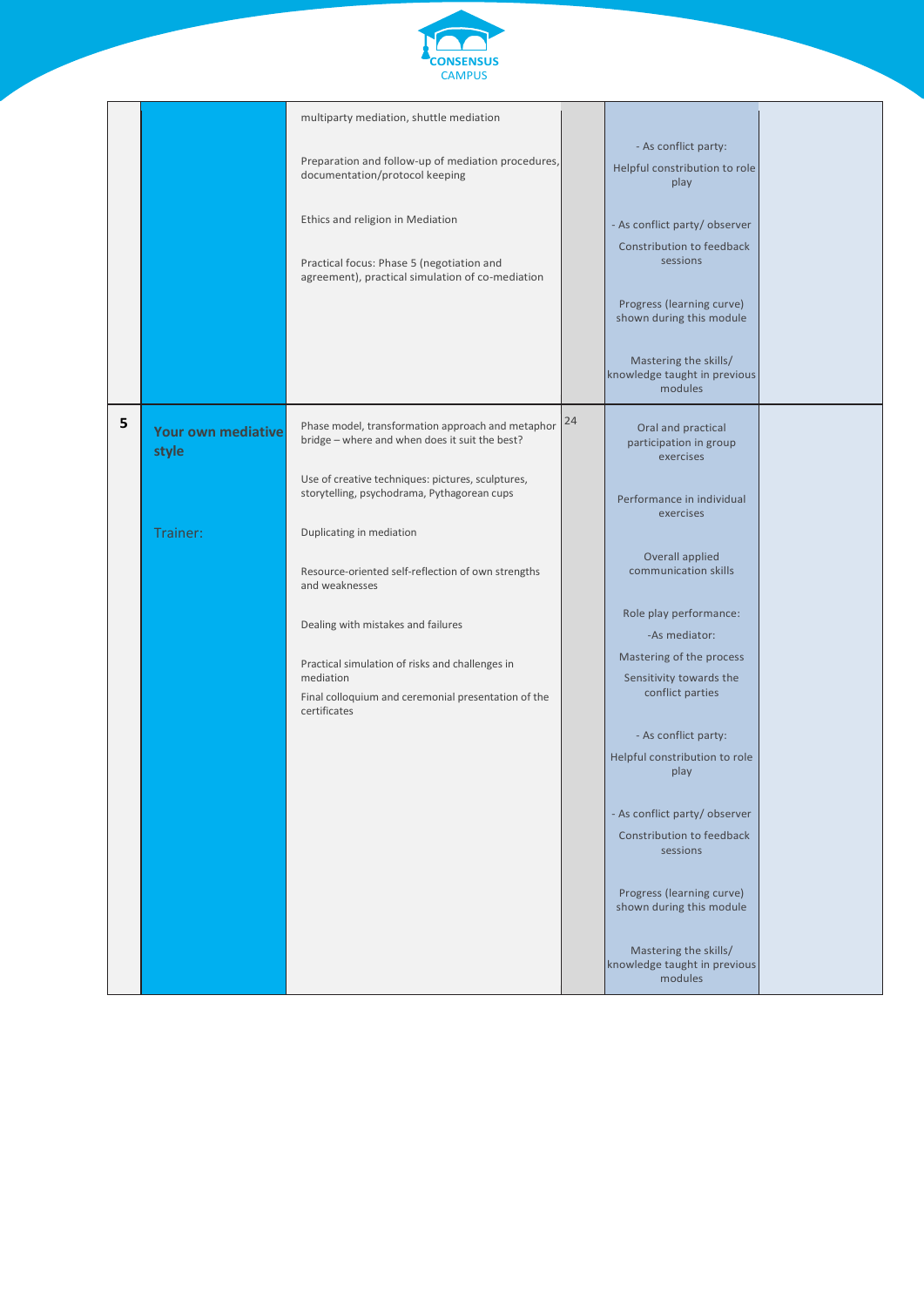| | | | | | |
|---|---|---|---|---|---|
| | | multiparty mediation, shuttle mediation<br><br>Preparation and follow-up of mediation procedures, documentation/protocol keeping<br><br>Ethics and religion in Mediation<br><br>Practical focus: Phase 5 (negotiation and agreement), practical simulation of co-mediation | | - As conflict party:<br>Helpful contribution to role play<br><br>- As conflict party/ observer<br>Constribution to feedback sessions<br><br>Progress (learning curve) shown during this module<br><br>Mastering the skills/ knowledge taught in previous modules | |
| **5** | **Your own mediative style**<br><br>Trainer: | Phase model, transformation approach and metaphor bridge – where and when does it suit the best?<br><br>Use of creative techniques: pictures, sculptures, storytelling, psychodrama, Pythagorean cups<br><br>Duplicating in mediation<br><br>Resource-oriented self-reflection of own strengths and weaknesses<br><br>Dealing with mistakes and failures<br><br>Practical simulation of risks and challenges in mediation<br><br>Final colloquium and ceremonial presentation of the certificates | 24 | Oral and practical participation in group exercises<br><br>Performance in individual exercises<br><br>Overall applied communication skills<br><br>Role play performance:<br>-As mediator:<br>Mastering of the process<br>Sensitivity towards the conflict parties<br><br>- As conflict party:<br>Helpful contribution to role play<br><br>- As conflict party/ observer<br>Constribution to feedback sessions<br><br>Progress (learning curve) shown during this module<br><br>Mastering the skills/ knowledge taught in previous modules | |